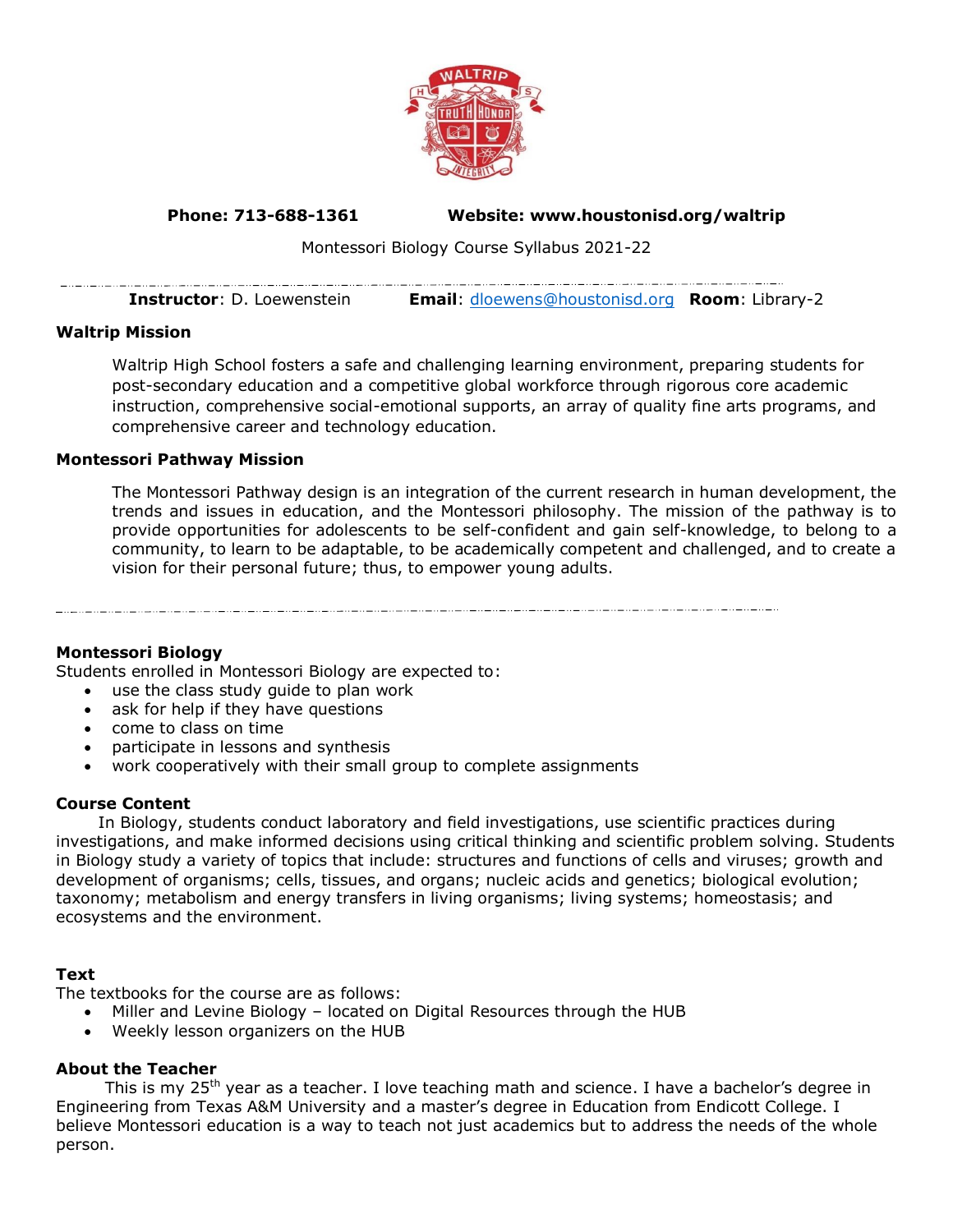**Phone: 713-688-1361** **Website: www.houstonisd.org/waltrip**

Montessori Biology Course Syllabus 2021-22

**Instructor**: D. Loewenstein **Email**: dloewens@houstonisd.org **Room**: Library-2

### Waltrip Mission

Waltrip High School fosters a safe and challenging learning environment, preparing students for post-secondary education and a competitive global workforce through rigorous core academic instruction, comprehensive social-emotional supports, an array of quality fine arts programs, and comprehensive career and technology education.

### Montessori Pathway Mission

The Montessori Pathway design is an integration of the current research in human development, the trends and issues in education, and the Montessori philosophy. The mission of the pathway is to provide opportunities for adolescents to be self-confident and gain self-knowledge, to belong to a community, to learn to be adaptable, to be academically competent and challenged, and to create a vision for their personal future; thus, to empower young adults.

### Montessori Biology

Students enrolled in Montessori Biology are expected to:

- use the class study guide to plan work
- ask for help if they have questions
- come to class on time
- participate in lessons and synthesis
- work cooperatively with their small group to complete assignments

### Course Content

In Biology, students conduct laboratory and field investigations, use scientific practices during investigations, and make informed decisions using critical thinking and scientific problem solving. Students in Biology study a variety of topics that include: structures and functions of cells and viruses; growth and development of organisms; cells, tissues, and organs; nucleic acids and genetics; biological evolution; taxonomy; metabolism and energy transfers in living organisms; living systems; homeostasis; and ecosystems and the environment.

### Text

The textbooks for the course are as follows:

- Miller and Levine Biology – located on Digital Resources through the HUB
- Weekly lesson organizers on the HUB

### About the Teacher

This is my 25th year as a teacher. I love teaching math and science. I have a bachelor's degree in Engineering from Texas A&M University and a master's degree in Education from Endicott College. I believe Montessori education is a way to teach not just academics but to address the needs of the whole person.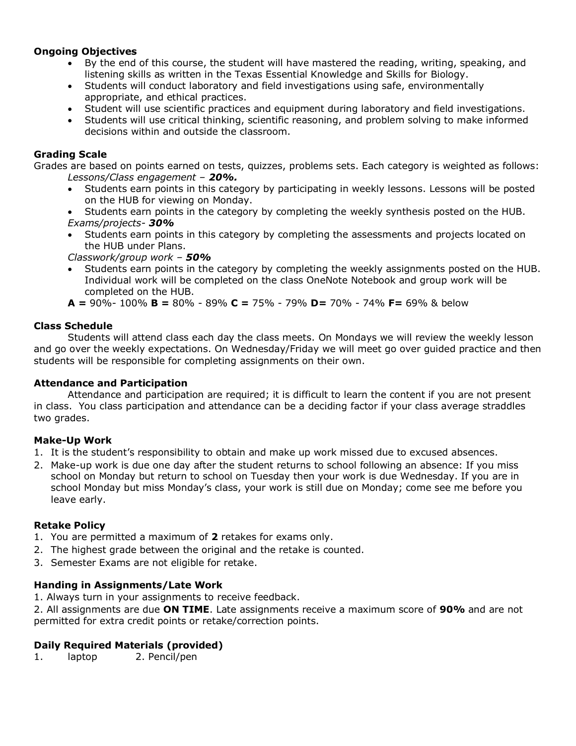**Ongoing Objectives**

- By the end of this course, the student will have mastered the reading, writing, speaking, and listening skills as written in the Texas Essential Knowledge and Skills for Biology.
- Students will conduct laboratory and field investigations using safe, environmentally appropriate, and ethical practices.
- Student will use scientific practices and equipment during laboratory and field investigations.
- Students will use critical thinking, scientific reasoning, and problem solving to make informed decisions within and outside the classroom.

**Grading Scale**

Grades are based on points earned on tests, quizzes, problems sets. Each category is weighted as follows:

*Lessons/Class engagement – **20%.***

- Students earn points in this category by participating in weekly lessons. Lessons will be posted on the HUB for viewing on Monday.
- Students earn points in the category by completing the weekly synthesis posted on the HUB.

*Exams/projects- **30%***

- Students earn points in this category by completing the assessments and projects located on the HUB under Plans.

*Classwork/group work – **50%***

- Students earn points in the category by completing the weekly assignments posted on the HUB. Individual work will be completed on the class OneNote Notebook and group work will be completed on the HUB.

**A =** 90%- 100% **B =** 80% - 89% **C =** 75% - 79% **D=** 70% - 74% **F=** 69% & below

**Class Schedule**

Students will attend class each day the class meets. On Mondays we will review the weekly lesson and go over the weekly expectations. On Wednesday/Friday we will meet go over guided practice and then students will be responsible for completing assignments on their own.

**Attendance and Participation**

Attendance and participation are required; it is difficult to learn the content if you are not present in class. You class participation and attendance can be a deciding factor if your class average straddles two grades.

**Make-Up Work**

1. It is the student's responsibility to obtain and make up work missed due to excused absences.
2. Make-up work is due one day after the student returns to school following an absence: If you miss school on Monday but return to school on Tuesday then your work is due Wednesday. If you are in school Monday but miss Monday's class, your work is still due on Monday; come see me before you leave early.

**Retake Policy**

1. You are permitted a maximum of **2** retakes for exams only.
2. The highest grade between the original and the retake is counted.
3. Semester Exams are not eligible for retake.

**Handing in Assignments/Late Work**

1. Always turn in your assignments to receive feedback.

2. All assignments are due **ON TIME**. Late assignments receive a maximum score of **90%** and are not permitted for extra credit points or retake/correction points.

**Daily Required Materials (provided)**

1. laptop 2. Pencil/pen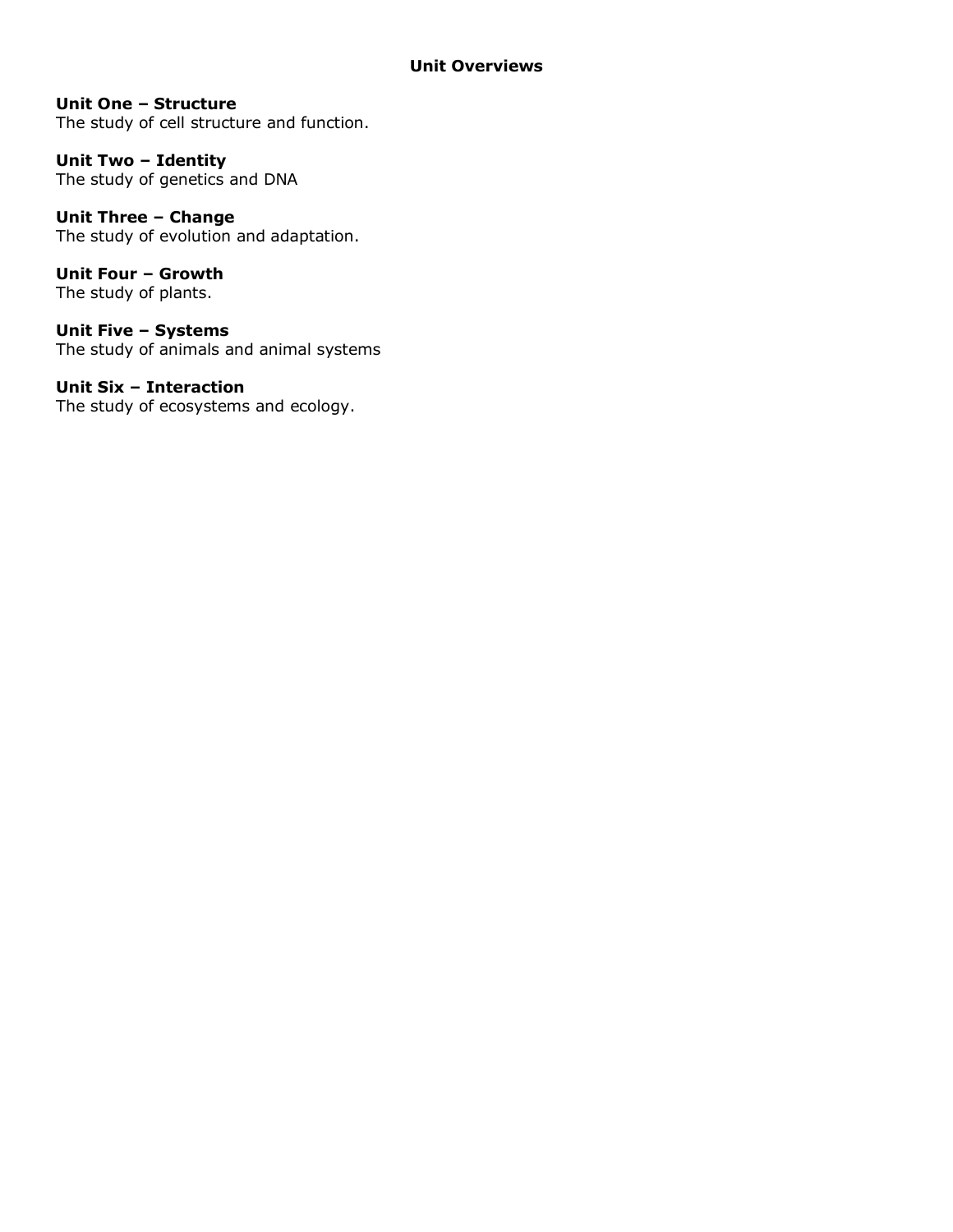## Unit Overviews

**Unit One – Structure**
The study of cell structure and function.

**Unit Two – Identity**
The study of genetics and DNA

**Unit Three – Change**
The study of evolution and adaptation.

**Unit Four – Growth**
The study of plants.

**Unit Five – Systems**
The study of animals and animal systems

**Unit Six – Interaction**
The study of ecosystems and ecology.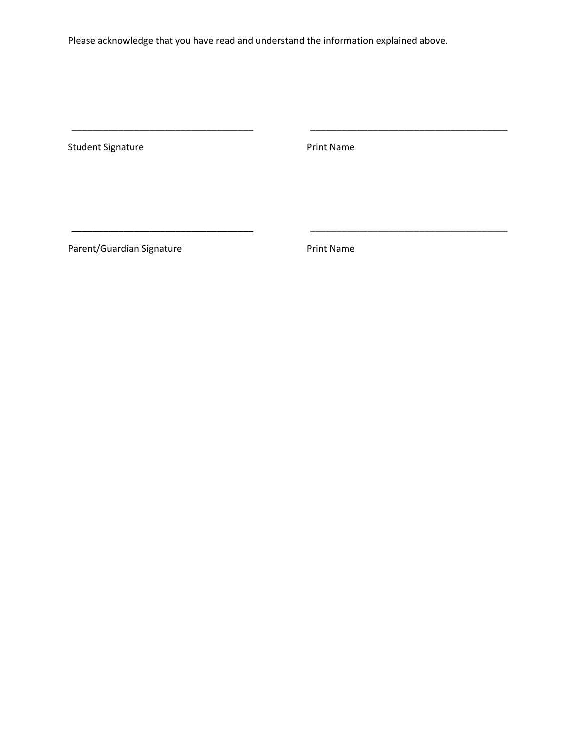Please acknowledge that you have read and understand the information explained above.

| | |
|---|---|
| ___________________________________ | ______________________________________ |
| Student Signature | Print Name |
| ___________________________________ | ______________________________________ |
| Parent/Guardian Signature | Print Name |